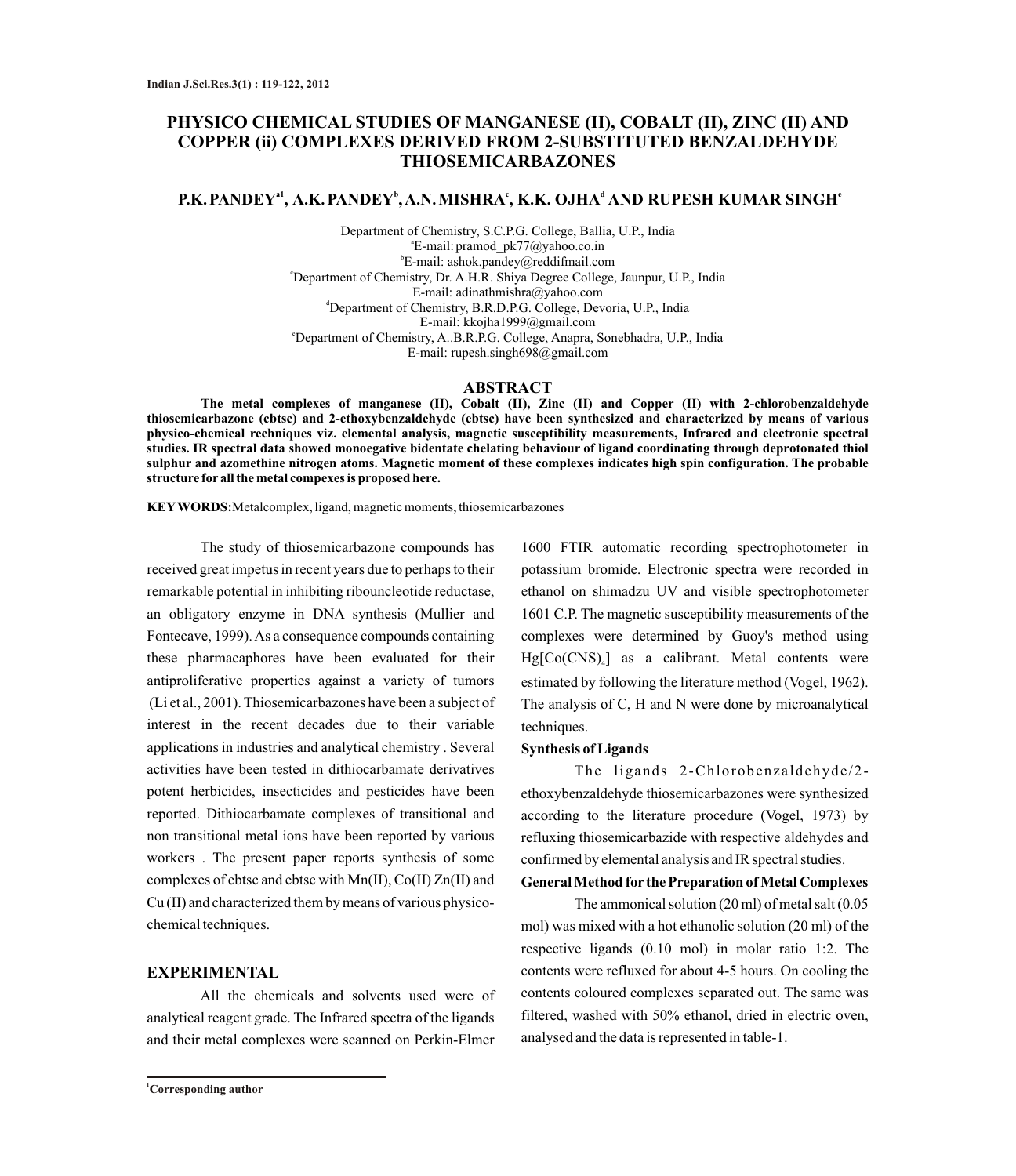# PHYSICO CHEMICAL STUDIES OF MANGANESE (II), COBALT (II), ZINC (II) AND COPPER (ii) COMPLEXES DERIVED FROM 2-SUBSTITUTED BENZALDEHYDE THIOSEMICARBAZONES

**P.K. PANDEY[a1], A.K. PANDEY[b], A.N. MISHRA[c], K.K. OJHA[d] AND RUPESH KUMAR SINGH[e]**

Department of Chemistry, S.C.P.G. College, Ballia, U.P., India
[a]E-mail: pramod_pk77@yahoo.co.in
[b]E-mail: ashok.pandey@reddifmail.com
[c]Department of Chemistry, Dr. A.H.R. Shiya Degree College, Jaunpur, U.P., India
E-mail: adinathmishra@yahoo.com
[d]Department of Chemistry, B.R.D.P.G. College, Devoria, U.P., India
E-mail: kkojha1999@gmail.com
[e]Department of Chemistry, A..B.R.P.G. College, Anapra, Sonebhadra, U.P., India
E-mail: rupesh.singh698@gmail.com

## ABSTRACT

**The metal complexes of manganese (II), Cobalt (II), Zinc (II) and Copper (II) with 2-chlorobenzaldehyde thiosemicarbazone (cbtsc) and 2-ethoxybenzaldehyde (ebtsc) have been synthesized and characterized by means of various physico-chemical rechniques viz. elemental analysis, magnetic susceptibility measurements, Infrared and electronic spectral studies. IR spectral data showed monoegative bidentate chelating behaviour of ligand coordinating through deprotonated thiol sulphur and azomethine nitrogen atoms. Magnetic moment of these complexes indicates high spin configuration. The probable structure for all the metal compexes is proposed here.**

**KEYWORDS:** Metalcomplex, ligand, magnetic moments, thiosemicarbazones

The study of thiosemicarbazone compounds has received great impetus in recent years due to perhaps to their remarkable potential in inhibiting ribouncleotide reductase, an obligatory enzyme in DNA synthesis (Mullier and Fontecave, 1999). As a consequence compounds containing these pharmacaphores have been evaluated for their antiproliferative properties against a variety of tumors (Li et al., 2001). Thiosemicarbazones have been a subject of interest in the recent decades due to their variable applications in industries and analytical chemistry . Several activities have been tested in dithiocarbamate derivatives potent herbicides, insecticides and pesticides have been reported. Dithiocarbamate complexes of transitional and non transitional metal ions have been reported by various workers . The present paper reports synthesis of some complexes of cbtsc and ebtsc with Mn(II), Co(II) Zn(II) and Cu (II) and characterized them by means of various physico-chemical techniques.

## EXPERIMENTAL

All the chemicals and solvents used were of analytical reagent grade. The Infrared spectra of the ligands and their metal complexes were scanned on Perkin-Elmer 1600 FTIR automatic recording spectrophotometer in potassium bromide. Electronic spectra were recorded in ethanol on shimadzu UV and visible spectrophotometer 1601 C.P. The magnetic susceptibility measurements of the complexes were determined by Guoy's method using $Hg[Co(CNS)_4]$ as a calibrant. Metal contents were estimated by following the literature method (Vogel, 1962). The analysis of C, H and N were done by microanalytical techniques.

### Synthesis of Ligands

The ligands 2-Chlorobenzaldehyde/2-ethoxybenzaldehyde thiosemicarbazones were synthesized according to the literature procedure (Vogel, 1973) by refluxing thiosemicarbazide with respective aldehydes and confirmed by elemental analysis and IR spectral studies.

### General Method for the Preparation of Metal Complexes

The ammonical solution (20 ml) of metal salt (0.05 mol) was mixed with a hot ethanolic solution (20 ml) of the respective ligands (0.10 mol) in molar ratio 1:2. The contents were refluxed for about 4-5 hours. On cooling the contents coloured complexes separated out. The same was filtered, washed with 50% ethanol, dried in electric oven, analysed and the data is represented in table-1.

[1]Corresponding author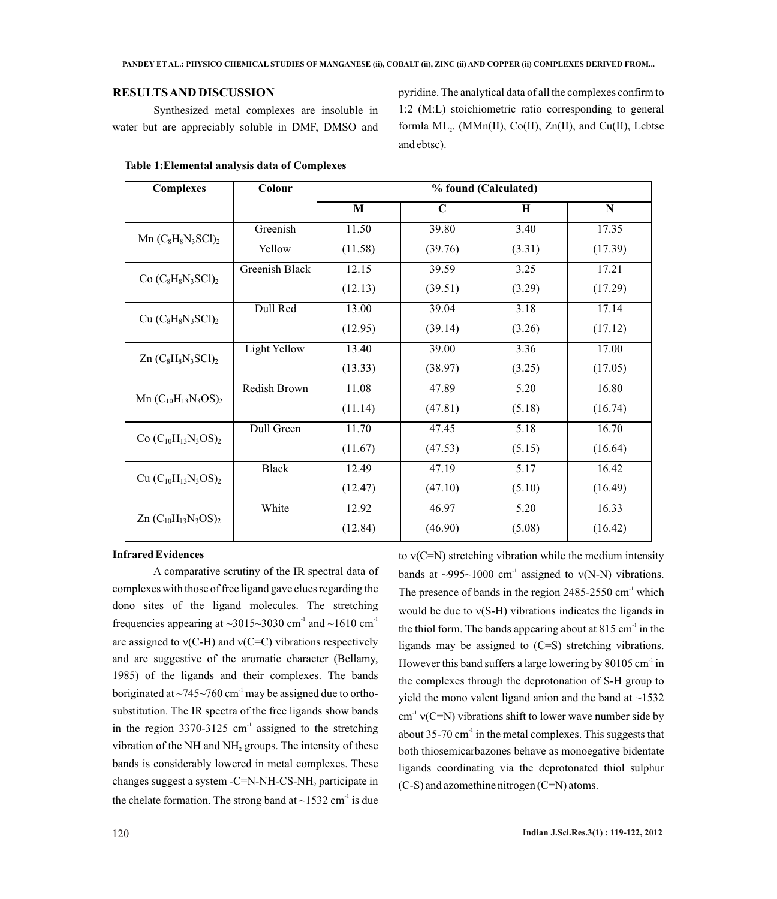## RESULTS AND DISCUSSION

Synthesized metal complexes are insoluble in water but are appreciably soluble in DMF, DMSO and pyridine. The analytical data of all the complexes confirm to 1:2 (M:L) stoichiometric ratio corresponding to general formla $ML_2$. (MMn(II), Co(II), Zn(II), and Cu(II), Lcbtsc and ebtsc).

**Table 1: Elemental analysis data of Complexes**

| Complexes | Colour | % found (Calculated) | | | |
|---|---|---|---|---|---|
| | | M | C | H | N |
| Mn $(C_8H_8N_3SCl)_2$ | Greenish Yellow | 11.50 (11.58) | 39.80 (39.76) | 3.40 (3.31) | 17.35 (17.39) |
| Co $(C_8H_8N_3SCl)_2$ | Greenish Black | 12.15 (12.13) | 39.59 (39.51) | 3.25 (3.29) | 17.21 (17.29) |
| Cu $(C_8H_8N_3SCl)_2$ | Dull Red | 13.00 (12.95) | 39.04 (39.14) | 3.18 (3.26) | 17.14 (17.12) |
| Zn $(C_8H_8N_3SCl)_2$ | Light Yellow | 13.40 (13.33) | 39.00 (38.97) | 3.36 (3.25) | 17.00 (17.05) |
| Mn $(C_{10}H_{13}N_3OS)_2$ | Redish Brown | 11.08 (11.14) | 47.89 (47.81) | 5.20 (5.18) | 16.80 (16.74) |
| Co $(C_{10}H_{13}N_3OS)_2$ | Dull Green | 11.70 (11.67) | 47.45 (47.53) | 5.18 (5.15) | 16.70 (16.64) |
| Cu $(C_{10}H_{13}N_3OS)_2$ | Black | 12.49 (12.47) | 47.19 (47.10) | 5.17 (5.10) | 16.42 (16.49) |
| Zn $(C_{10}H_{13}N_3OS)_2$ | White | 12.92 (12.84) | 46.97 (46.90) | 5.20 (5.08) | 16.33 (16.42) |

### Infrared Evidences

A comparative scrutiny of the IR spectral data of complexes with those of free ligand gave clues regarding the dono sites of the ligand molecules. The stretching frequencies appearing at ~3015~3030 $cm^{-1}$ and ~1610 $cm^{-1}$ are assigned to ν(C-H) and ν(C=C) vibrations respectively and are suggestive of the aromatic character (Bellamy, 1985) of the ligands and their complexes. The bands boriginated at ~745~760 $cm^{-1}$ may be assigned due to ortho-substitution. The IR spectra of the free ligands show bands in the region 3370-3125 $cm^{-1}$ assigned to the stretching vibration of the NH and $NH_2$ groups. The intensity of these bands is considerably lowered in metal complexes. These changes suggest a system -C=N-NH-CS-$NH_2$ participate in the chelate formation. The strong band at ~1532 $cm^{-1}$ is due to ν(C=N) stretching vibration while the medium intensity bands at ~995~1000 $cm^{-1}$ assigned to ν(N-N) vibrations. The presence of bands in the region 2485-2550 $cm^{-1}$ which would be due to ν(S-H) vibrations indicates the ligands in the thiol form. The bands appearing about at 815 $cm^{-1}$ in the ligands may be assigned to (C=S) stretching vibrations. However this band suffers a large lowering by 80105 $cm^{-1}$ in the complexes through the deprotonation of S-H group to yield the mono valent ligand anion and the band at ~1532 $cm^{-1}$ ν(C=N) vibrations shift to lower wave number side by about 35-70 $cm^{-1}$ in the metal complexes. This suggests that both thiosemicarbazones behave as monoegative bidentate ligands coordinating via the deprotonated thiol sulphur (C-S) and azomethine nitrogen (C=N) atoms.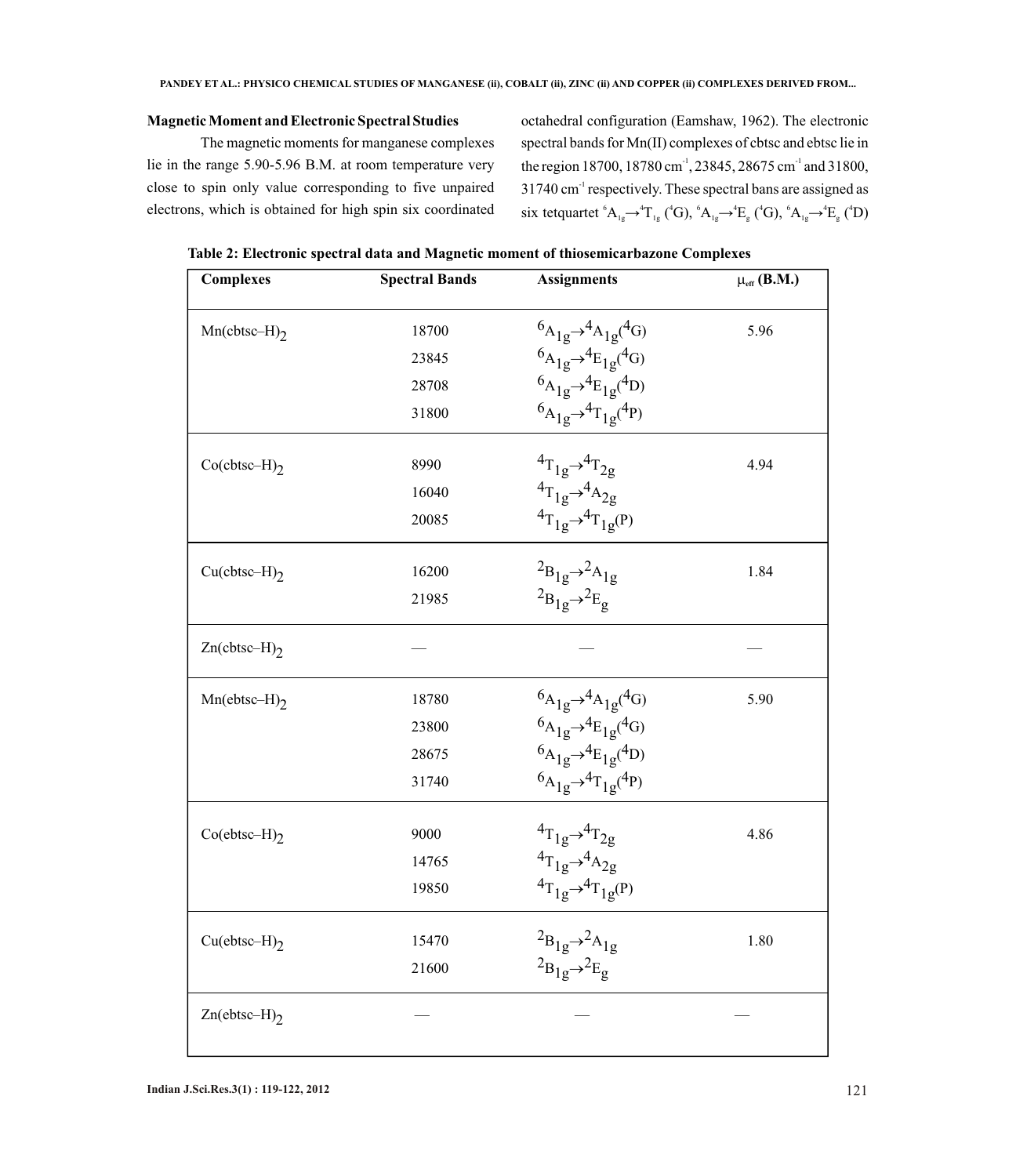### Magnetic Moment and Electronic Spectral Studies

The magnetic moments for manganese complexes lie in the range 5.90-5.96 B.M. at room temperature very close to spin only value corresponding to five unpaired electrons, which is obtained for high spin six coordinated octahedral configuration (Eamshaw, 1962). The electronic spectral bands for Mn(II) complexes of cbtsc and ebtsc lie in the region 18700, 18780 cm$^{-1}$, 23845, 28675 cm$^{-1}$ and 31800, 31740 cm$^{-1}$ respectively. These spectral bans are assigned as six tetquartet $^6A_{1g}\rightarrow{}^4T_{1g}$ ($^4$G), $^6A_{1g}\rightarrow{}^4E_g$ ($^4$G), $^6A_{1g}\rightarrow{}^4E_g$ ($^4$D)

**Table 2: Electronic spectral data and Magnetic moment of thiosemicarbazone Complexes**

| Complexes | Spectral Bands | Assignments | $\mu_{eff}$ (B.M.) |
|---|---|---|---|
| $Mn(cbtsc–H)_2$ | 18700 | $^6A_{1g}\rightarrow{}^4A_{1g}(^4G)$ | 5.96 |
| | 23845 | $^6A_{1g}\rightarrow{}^4E_{1g}(^4G)$ | |
| | 28708 | $^6A_{1g}\rightarrow{}^4E_{1g}(^4D)$ | |
| | 31800 | $^6A_{1g}\rightarrow{}^4T_{1g}(^4P)$ | |
| $Co(cbtsc–H)_2$ | 8990 | $^4T_{1g}\rightarrow{}^4T_{2g}$ | 4.94 |
| | 16040 | $^4T_{1g}\rightarrow{}^4A_{2g}$ | |
| | 20085 | $^4T_{1g}\rightarrow{}^4T_{1g}(P)$ | |
| $Cu(cbtsc–H)_2$ | 16200 | $^2B_{1g}\rightarrow{}^2A_{1g}$ | 1.84 |
| | 21985 | $^2B_{1g}\rightarrow{}^2E_g$ | |
| $Zn(cbtsc–H)_2$ | — | — | — |
| $Mn(ebtsc–H)_2$ | 18780 | $^6A_{1g}\rightarrow{}^4A_{1g}(^4G)$ | 5.90 |
| | 23800 | $^6A_{1g}\rightarrow{}^4E_{1g}(^4G)$ | |
| | 28675 | $^6A_{1g}\rightarrow{}^4E_{1g}(^4D)$ | |
| | 31740 | $^6A_{1g}\rightarrow{}^4T_{1g}(^4P)$ | |
| $Co(ebtsc–H)_2$ | 9000 | $^4T_{1g}\rightarrow{}^4T_{2g}$ | 4.86 |
| | 14765 | $^4T_{1g}\rightarrow{}^4A_{2g}$ | |
| | 19850 | $^4T_{1g}\rightarrow{}^4T_{1g}(P)$ | |
| $Cu(ebtsc–H)_2$ | 15470 | $^2B_{1g}\rightarrow{}^2A_{1g}$ | 1.80 |
| | 21600 | $^2B_{1g}\rightarrow{}^2E_g$ | |
| $Zn(ebtsc–H)_2$ | — | — | — |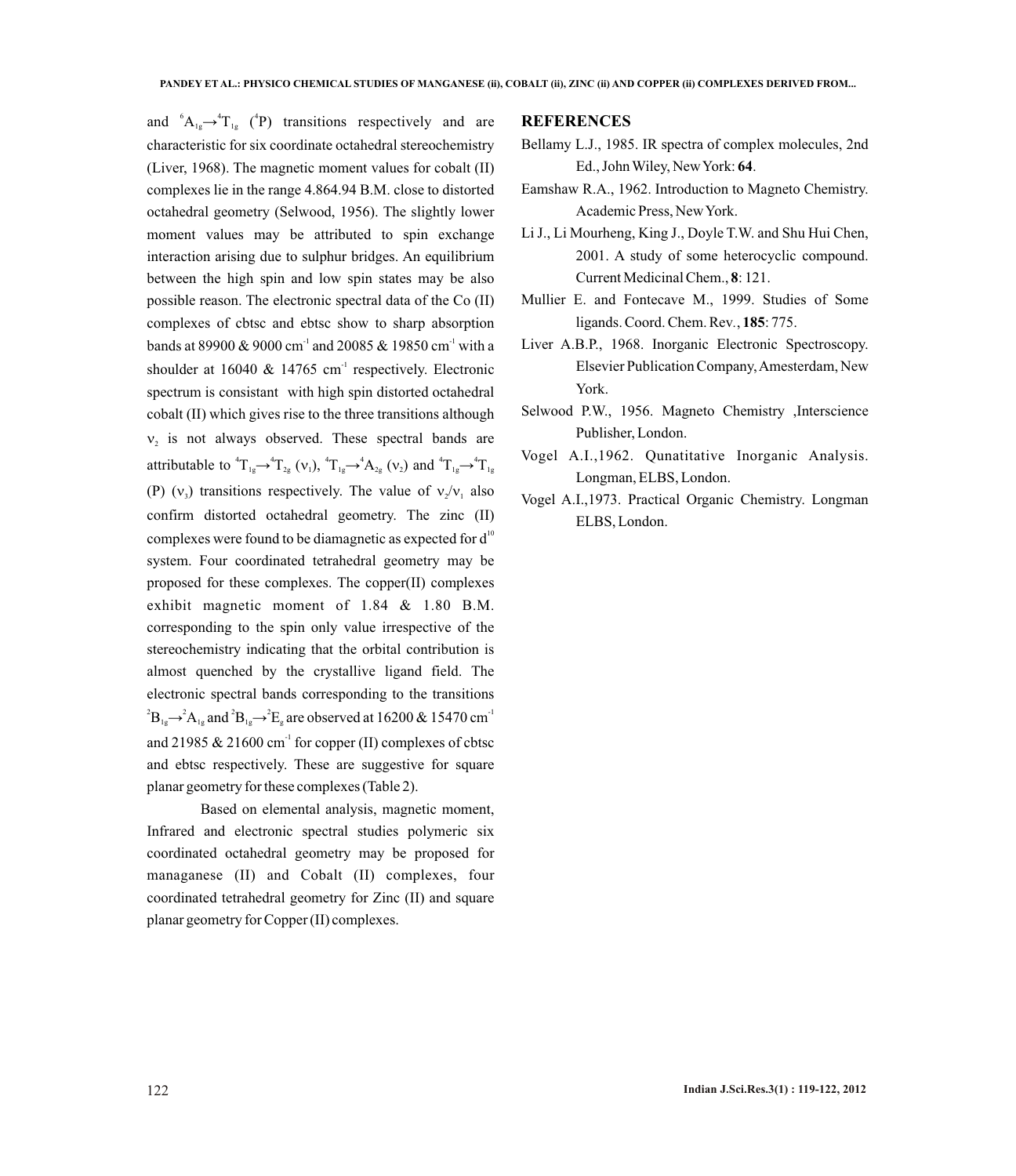and $^6A_{1g} \rightarrow ^4T_{1g}$ ($^4P$) transitions respectively and are characteristic for six coordinate octahedral stereochemistry (Liver, 1968). The magnetic moment values for cobalt (II) complexes lie in the range 4.864.94 B.M. close to distorted octahedral geometry (Selwood, 1956). The slightly lower moment values may be attributed to spin exchange interaction arising due to sulphur bridges. An equilibrium between the high spin and low spin states may be also possible reason. The electronic spectral data of the Co (II) complexes of cbtsc and ebtsc show to sharp absorption bands at 89900 & 9000 cm$^{-1}$ and 20085 & 19850 cm$^{-1}$ with a shoulder at 16040 & 14765 cm$^{-1}$ respectively. Electronic spectrum is consistant with high spin distorted octahedral cobalt (II) which gives rise to the three transitions although $\nu_2$ is not always observed. These spectral bands are attributable to $^4T_{1g} \rightarrow ^4T_{2g}$ ($\nu_1$), $^4T_{1g} \rightarrow ^4A_{2g}$ ($\nu_2$) and $^4T_{1g} \rightarrow ^4T_{1g}$ (P) ($\nu_3$) transitions respectively. The value of $\nu_2/\nu_1$ also confirm distorted octahedral geometry. The zinc (II) complexes were found to be diamagnetic as expected for $d^{10}$ system. Four coordinated tetrahedral geometry may be proposed for these complexes. The copper(II) complexes exhibit magnetic moment of 1.84 & 1.80 B.M. corresponding to the spin only value irrespective of the stereochemistry indicating that the orbital contribution is almost quenched by the crystallive ligand field. The electronic spectral bands corresponding to the transitions $^2B_{1g} \rightarrow ^2A_{1g}$ and $^2B_{1g} \rightarrow ^2E_g$ are observed at 16200 & 15470 cm$^{-1}$ and 21985 & 21600 cm$^{-1}$ for copper (II) complexes of cbtsc and ebtsc respectively. These are suggestive for square planar geometry for these complexes (Table 2).

Based on elemental analysis, magnetic moment, Infrared and electronic spectral studies polymeric six coordinated octahedral geometry may be proposed for managanese (II) and Cobalt (II) complexes, four coordinated tetrahedral geometry for Zinc (II) and square planar geometry for Copper (II) complexes.

## REFERENCES

Bellamy L.J., 1985. IR spectra of complex molecules, 2nd Ed., John Wiley, New York: **64**.

Eamshaw R.A., 1962. Introduction to Magneto Chemistry. Academic Press, New York.

Li J., Li Mourheng, King J., Doyle T.W. and Shu Hui Chen, 2001. A study of some heterocyclic compound. Current Medicinal Chem., **8**: 121.

Mullier E. and Fontecave M., 1999. Studies of Some ligands. Coord. Chem. Rev., **185**: 775.

Liver A.B.P., 1968. Inorganic Electronic Spectroscopy. Elsevier Publication Company, Amesterdam, New York.

Selwood P.W., 1956. Magneto Chemistry ,Interscience Publisher, London.

Vogel A.I.,1962. Qunatitative Inorganic Analysis. Longman, ELBS, London.

Vogel A.I.,1973. Practical Organic Chemistry. Longman ELBS, London.